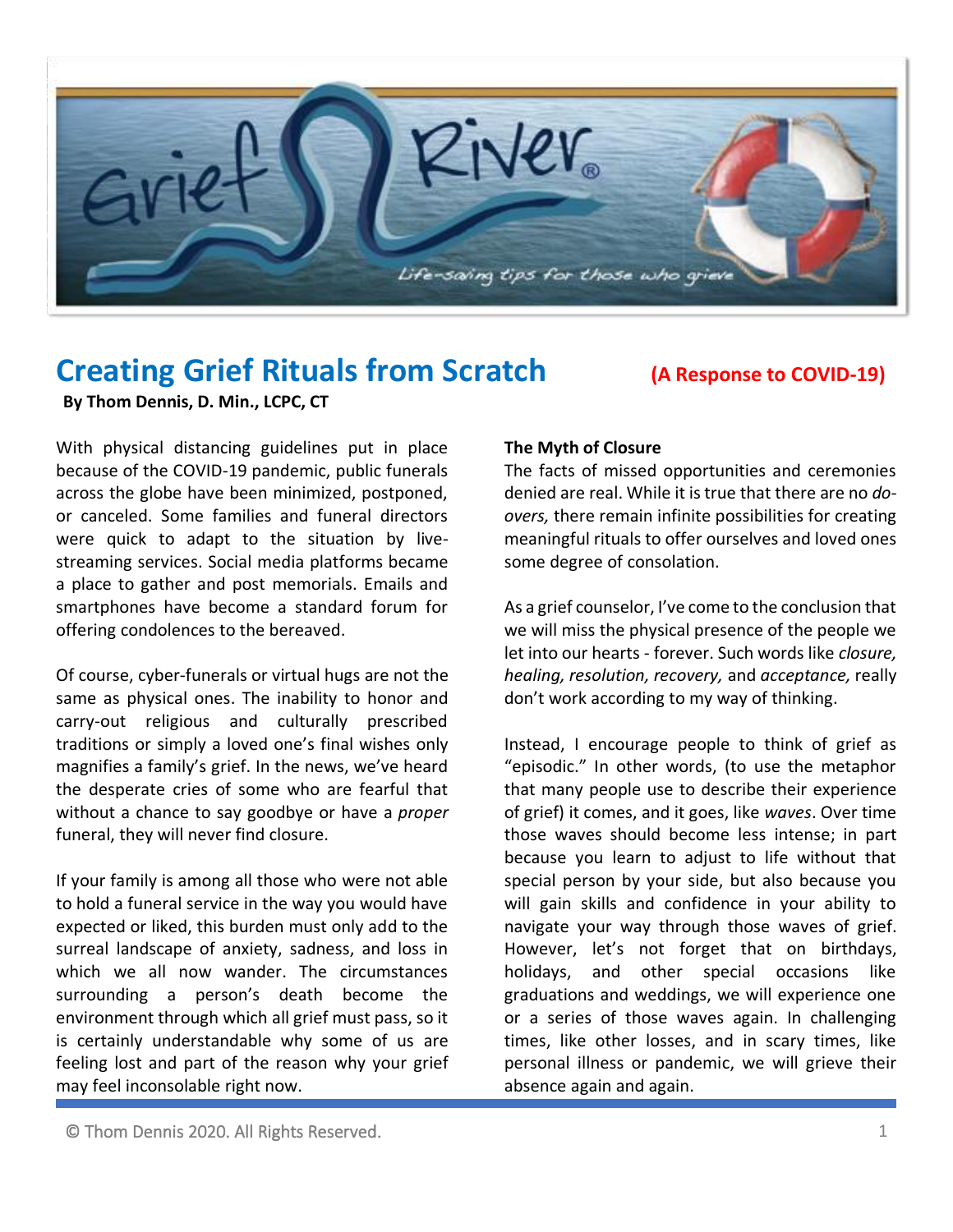# Creating Grief Rituals from Scratch

**(A Response to COVID-19)**

**By Thom Dennis, D. Min., LCPC, CT**

With physical distancing guidelines put in place because of the COVID-19 pandemic, public funerals across the globe have been minimized, postponed, or canceled. Some families and funeral directors were quick to adapt to the situation by live-streaming services. Social media platforms became a place to gather and post memorials. Emails and smartphones have become a standard forum for offering condolences to the bereaved.

Of course, cyber-funerals or virtual hugs are not the same as physical ones. The inability to honor and carry-out religious and culturally prescribed traditions or simply a loved one's final wishes only magnifies a family's grief. In the news, we've heard the desperate cries of some who are fearful that without a chance to say goodbye or have a *proper* funeral, they will never find closure.

If your family is among all those who were not able to hold a funeral service in the way you would have expected or liked, this burden must only add to the surreal landscape of anxiety, sadness, and loss in which we all now wander. The circumstances surrounding a person's death become the environment through which all grief must pass, so it is certainly understandable why some of us are feeling lost and part of the reason why your grief may feel inconsolable right now.

**The Myth of Closure**

The facts of missed opportunities and ceremonies denied are real. While it is true that there are no *do-overs,* there remain infinite possibilities for creating meaningful rituals to offer ourselves and loved ones some degree of consolation.

As a grief counselor, I've come to the conclusion that we will miss the physical presence of the people we let into our hearts - forever. Such words like *closure, healing, resolution, recovery,* and *acceptance,* really don't work according to my way of thinking.

Instead, I encourage people to think of grief as "episodic." In other words, (to use the metaphor that many people use to describe their experience of grief) it comes, and it goes, like *waves*. Over time those waves should become less intense; in part because you learn to adjust to life without that special person by your side, but also because you will gain skills and confidence in your ability to navigate your way through those waves of grief. However, let's not forget that on birthdays, holidays, and other special occasions like graduations and weddings, we will experience one or a series of those waves again. In challenging times, like other losses, and in scary times, like personal illness or pandemic, we will grieve their absence again and again.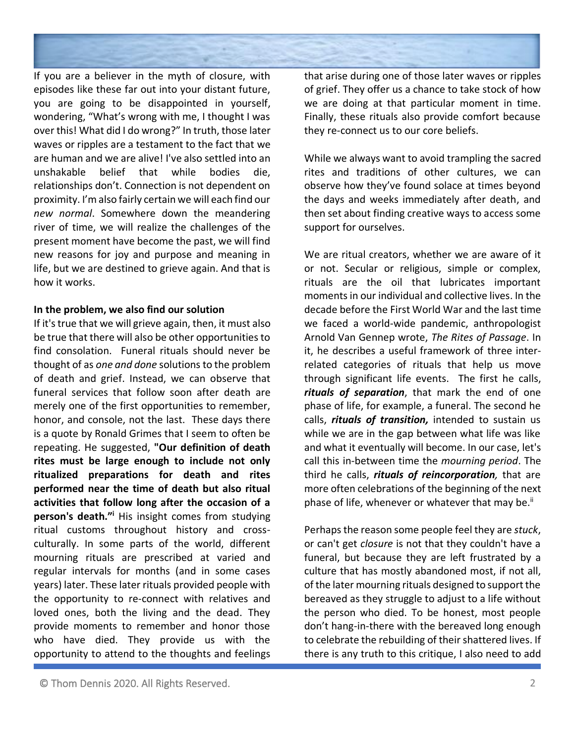If you are a believer in the myth of closure, with episodes like these far out into your distant future, you are going to be disappointed in yourself, wondering, "What's wrong with me, I thought I was over this! What did I do wrong?" In truth, those later waves or ripples are a testament to the fact that we are human and we are alive! I've also settled into an unshakable belief that while bodies die, relationships don't. Connection is not dependent on proximity. I'm also fairly certain we will each find our *new normal*. Somewhere down the meandering river of time, we will realize the challenges of the present moment have become the past, we will find new reasons for joy and purpose and meaning in life, but we are destined to grieve again. And that is how it works.

**In the problem, we also find our solution**

If it's true that we will grieve again, then, it must also be true that there will also be other opportunities to find consolation. Funeral rituals should never be thought of as *one and done* solutions to the problem of death and grief. Instead, we can observe that funeral services that follow soon after death are merely one of the first opportunities to remember, honor, and console, not the last. These days there is a quote by Ronald Grimes that I seem to often be repeating. He suggested, **"Our definition of death rites must be large enough to include not only ritualized preparations for death and rites performed near the time of death but also ritual activities that follow long after the occasion of a person's death."**[i] His insight comes from studying ritual customs throughout history and cross-culturally. In some parts of the world, different mourning rituals are prescribed at varied and regular intervals for months (and in some cases years) later. These later rituals provided people with the opportunity to re-connect with relatives and loved ones, both the living and the dead. They provide moments to remember and honor those who have died. They provide us with the opportunity to attend to the thoughts and feelings that arise during one of those later waves or ripples of grief. They offer us a chance to take stock of how we are doing at that particular moment in time. Finally, these rituals also provide comfort because they re-connect us to our core beliefs.

While we always want to avoid trampling the sacred rites and traditions of other cultures, we can observe how they've found solace at times beyond the days and weeks immediately after death, and then set about finding creative ways to access some support for ourselves.

We are ritual creators, whether we are aware of it or not. Secular or religious, simple or complex, rituals are the oil that lubricates important moments in our individual and collective lives. In the decade before the First World War and the last time we faced a world-wide pandemic, anthropologist Arnold Van Gennep wrote, *The Rites of Passage*. In it, he describes a useful framework of three inter-related categories of rituals that help us move through significant life events. The first he calls, ***rituals of separation***, that mark the end of one phase of life, for example, a funeral. The second he calls, ***rituals of transition,*** intended to sustain us while we are in the gap between what life was like and what it eventually will become. In our case, let's call this in-between time the *mourning period*. The third he calls, ***rituals of reincorporation,*** that are more often celebrations of the beginning of the next phase of life, whenever or whatever that may be.[ii]

Perhaps the reason some people feel they are *stuck*, or can't get *closure* is not that they couldn't have a funeral, but because they are left frustrated by a culture that has mostly abandoned most, if not all, of the later mourning rituals designed to support the bereaved as they struggle to adjust to a life without the person who died. To be honest, most people don't hang-in-there with the bereaved long enough to celebrate the rebuilding of their shattered lives. If there is any truth to this critique, I also need to add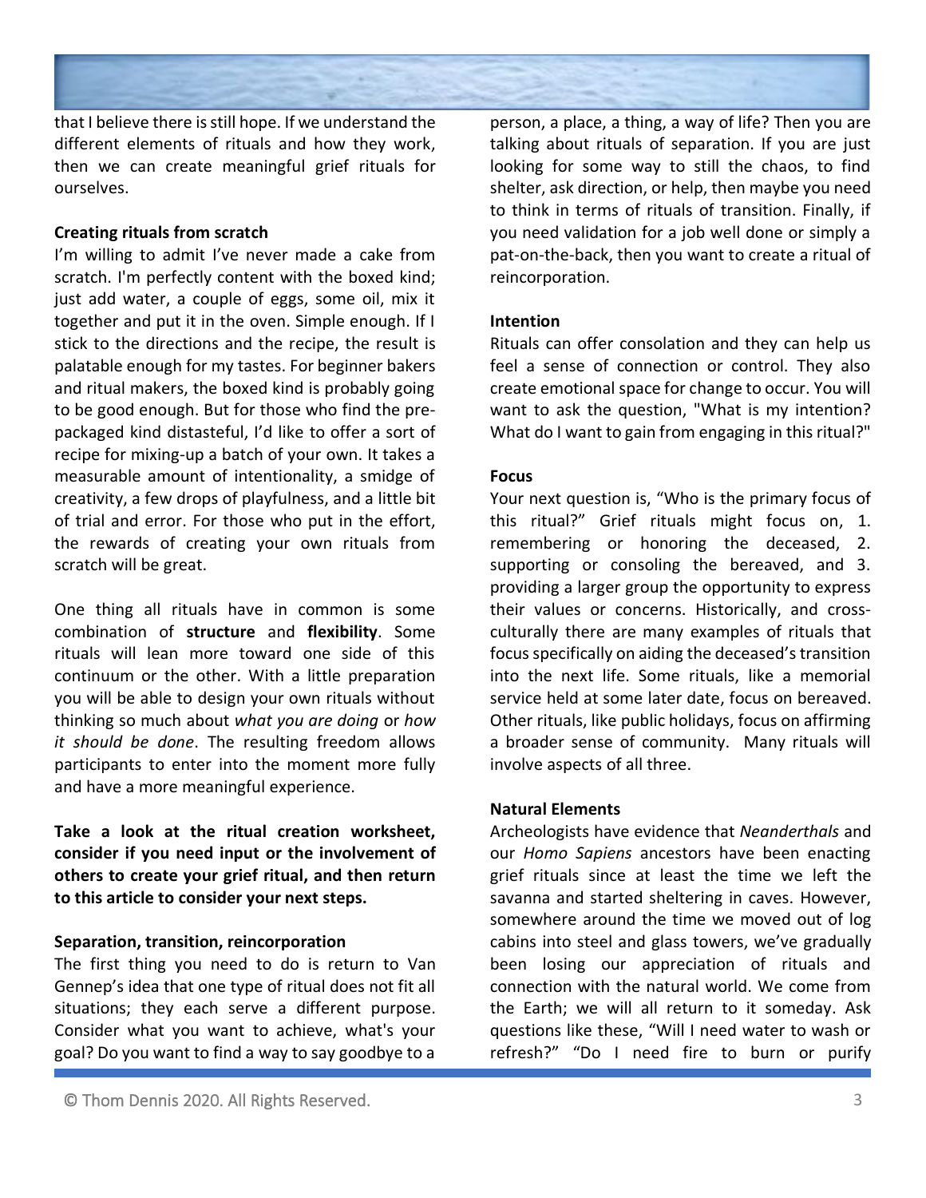that I believe there is still hope. If we understand the different elements of rituals and how they work, then we can create meaningful grief rituals for ourselves.

**Creating rituals from scratch**

I'm willing to admit I've never made a cake from scratch. I'm perfectly content with the boxed kind; just add water, a couple of eggs, some oil, mix it together and put it in the oven. Simple enough. If I stick to the directions and the recipe, the result is palatable enough for my tastes. For beginner bakers and ritual makers, the boxed kind is probably going to be good enough. But for those who find the pre-packaged kind distasteful, I'd like to offer a sort of recipe for mixing-up a batch of your own. It takes a measurable amount of intentionality, a smidge of creativity, a few drops of playfulness, and a little bit of trial and error. For those who put in the effort, the rewards of creating your own rituals from scratch will be great.

One thing all rituals have in common is some combination of **structure** and **flexibility**. Some rituals will lean more toward one side of this continuum or the other. With a little preparation you will be able to design your own rituals without thinking so much about *what you are doing* or *how it should be done*. The resulting freedom allows participants to enter into the moment more fully and have a more meaningful experience.

**Take a look at the ritual creation worksheet, consider if you need input or the involvement of others to create your grief ritual, and then return to this article to consider your next steps.**

**Separation, transition, reincorporation**

The first thing you need to do is return to Van Gennep's idea that one type of ritual does not fit all situations; they each serve a different purpose. Consider what you want to achieve, what's your goal? Do you want to find a way to say goodbye to a person, a place, a thing, a way of life? Then you are talking about rituals of separation. If you are just looking for some way to still the chaos, to find shelter, ask direction, or help, then maybe you need to think in terms of rituals of transition. Finally, if you need validation for a job well done or simply a pat-on-the-back, then you want to create a ritual of reincorporation.

**Intention**

Rituals can offer consolation and they can help us feel a sense of connection or control. They also create emotional space for change to occur. You will want to ask the question, "What is my intention? What do I want to gain from engaging in this ritual?"

**Focus**

Your next question is, "Who is the primary focus of this ritual?" Grief rituals might focus on, 1. remembering or honoring the deceased, 2. supporting or consoling the bereaved, and 3. providing a larger group the opportunity to express their values or concerns. Historically, and cross-culturally there are many examples of rituals that focus specifically on aiding the deceased's transition into the next life. Some rituals, like a memorial service held at some later date, focus on bereaved. Other rituals, like public holidays, focus on affirming a broader sense of community. Many rituals will involve aspects of all three.

**Natural Elements**

Archeologists have evidence that *Neanderthals* and our *Homo Sapiens* ancestors have been enacting grief rituals since at least the time we left the savanna and started sheltering in caves. However, somewhere around the time we moved out of log cabins into steel and glass towers, we've gradually been losing our appreciation of rituals and connection with the natural world. We come from the Earth; we will all return to it someday. Ask questions like these, "Will I need water to wash or refresh?" "Do I need fire to burn or purify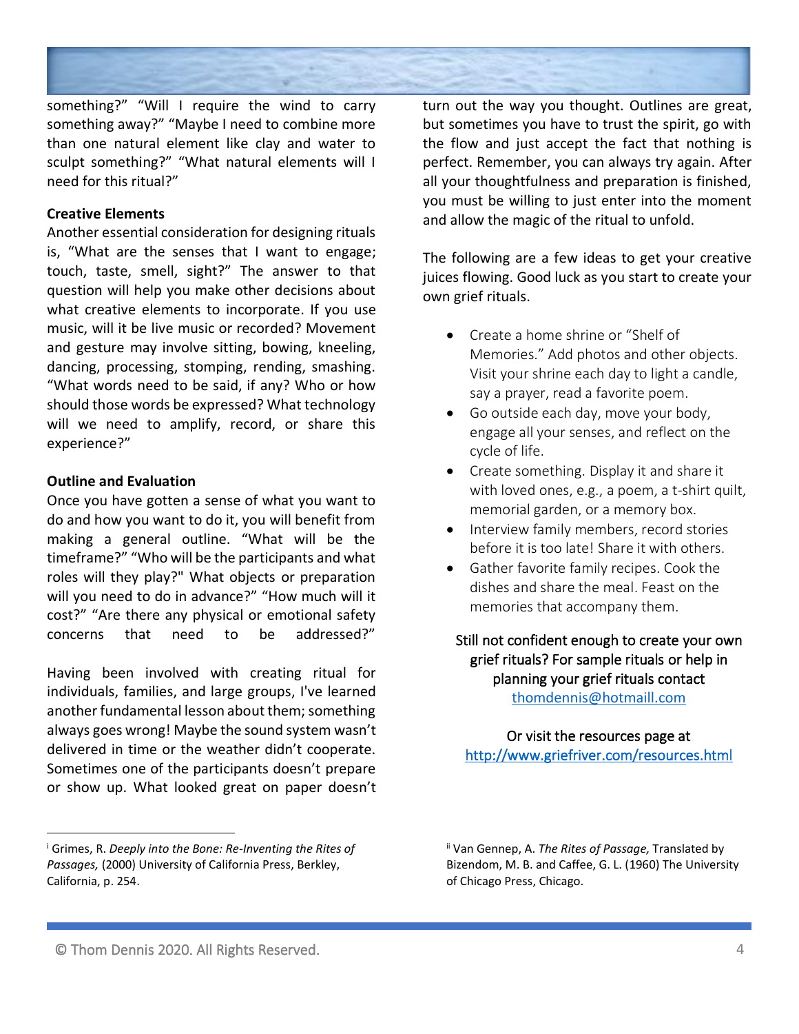something?" "Will I require the wind to carry something away?" "Maybe I need to combine more than one natural element like clay and water to sculpt something?" "What natural elements will I need for this ritual?"

**Creative Elements**

Another essential consideration for designing rituals is, "What are the senses that I want to engage; touch, taste, smell, sight?" The answer to that question will help you make other decisions about what creative elements to incorporate. If you use music, will it be live music or recorded? Movement and gesture may involve sitting, bowing, kneeling, dancing, processing, stomping, rending, smashing. "What words need to be said, if any? Who or how should those words be expressed? What technology will we need to amplify, record, or share this experience?"

**Outline and Evaluation**

Once you have gotten a sense of what you want to do and how you want to do it, you will benefit from making a general outline. "What will be the timeframe?" "Who will be the participants and what roles will they play?" What objects or preparation will you need to do in advance?" "How much will it cost?" "Are there any physical or emotional safety concerns that need to be addressed?"

Having been involved with creating ritual for individuals, families, and large groups, I've learned another fundamental lesson about them; something always goes wrong! Maybe the sound system wasn't delivered in time or the weather didn't cooperate. Sometimes one of the participants doesn't prepare or show up. What looked great on paper doesn't turn out the way you thought. Outlines are great, but sometimes you have to trust the spirit, go with the flow and just accept the fact that nothing is perfect. Remember, you can always try again. After all your thoughtfulness and preparation is finished, you must be willing to just enter into the moment and allow the magic of the ritual to unfold.

The following are a few ideas to get your creative juices flowing. Good luck as you start to create your own grief rituals.

- Create a home shrine or "Shelf of Memories." Add photos and other objects. Visit your shrine each day to light a candle, say a prayer, read a favorite poem.
- Go outside each day, move your body, engage all your senses, and reflect on the cycle of life.
- Create something. Display it and share it with loved ones, e.g., a poem, a t-shirt quilt, memorial garden, or a memory box.
- Interview family members, record stories before it is too late! Share it with others.
- Gather favorite family recipes. Cook the dishes and share the meal. Feast on the memories that accompany them.

Still not confident enough to create your own grief rituals? For sample rituals or help in planning your grief rituals contact thomdennis@hotmaill.com

Or visit the resources page at http://www.griefriver.com/resources.html

---

[i] Grimes, R. *Deeply into the Bone: Re-Inventing the Rites of Passages,* (2000) University of California Press, Berkley, California, p. 254.

[ii] Van Gennep, A. *The Rites of Passage,* Translated by Bizendom, M. B. and Caffee, G. L. (1960) The University of Chicago Press, Chicago.